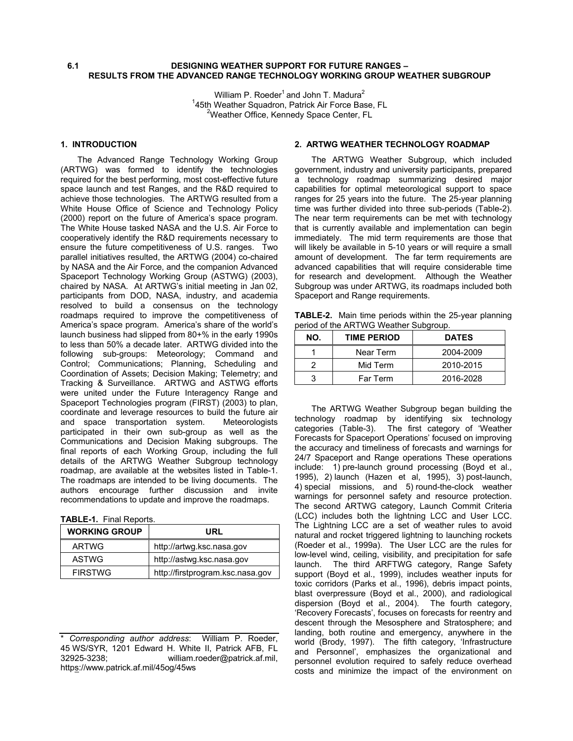# 6.1 DESIGNING WEATHER SUPPORT FOR FUTURE RANGES – RESULTS FROM THE ADVANCED RANGE TECHNOLOGY WORKING GROUP WEATHER SUBGROUP

William P. Roeder[1] and John T. Madura[2]
[1]45th Weather Squadron, Patrick Air Force Base, FL
[2]Weather Office, Kennedy Space Center, FL

## 1. INTRODUCTION

The Advanced Range Technology Working Group (ARTWG) was formed to identify the technologies required for the best performing, most cost-effective future space launch and test Ranges, and the R&D required to achieve those technologies. The ARTWG resulted from a White House Office of Science and Technology Policy (2000) report on the future of America's space program. The White House tasked NASA and the U.S. Air Force to cooperatively identify the R&D requirements necessary to ensure the future competitiveness of U.S. ranges. Two parallel initiatives resulted, the ARTWG (2004) co-chaired by NASA and the Air Force, and the companion Advanced Spaceport Technology Working Group (ASTWG) (2003), chaired by NASA. At ARTWG's initial meeting in Jan 02, participants from DOD, NASA, industry, and academia resolved to build a consensus on the technology roadmaps required to improve the competitiveness of America's space program. America's share of the world's launch business had slipped from 80+% in the early 1990s to less than 50% a decade later. ARTWG divided into the following sub-groups: Meteorology; Command and Control; Communications; Planning, Scheduling and Coordination of Assets; Decision Making; Telemetry; and Tracking & Surveillance. ARTWG and ASTWG efforts were united under the Future Interagency Range and Spaceport Technologies program (FIRST) (2003) to plan, coordinate and leverage resources to build the future air and space transportation system. Meteorologists participated in their own sub-group as well as the Communications and Decision Making subgroups. The final reports of each Working Group, including the full details of the ARTWG Weather Subgroup technology roadmap, are available at the websites listed in Table-1. The roadmaps are intended to be living documents. The authors encourage further discussion and invite recommendations to update and improve the roadmaps.

**TABLE-1.** Final Reports.

| WORKING GROUP | URL |
|---|---|
| ARTWG | http://artwg.ksc.nasa.gov |
| ASTWG | http://astwg.ksc.nasa.gov |
| FIRSTWG | http://firstprogram.ksc.nasa.gov |

* *Corresponding author address*: William P. Roeder, 45 WS/SYR, 1201 Edward H. White II, Patrick AFB, FL 32925-3238; william.roeder@patrick.af.mil, https://www.patrick.af.mil/45og/45ws

## 2. ARTWG WEATHER TECHNOLOGY ROADMAP

The ARTWG Weather Subgroup, which included government, industry and university participants, prepared a technology roadmap summarizing desired major capabilities for optimal meteorological support to space ranges for 25 years into the future. The 25-year planning time was further divided into three sub-periods (Table-2). The near term requirements can be met with technology that is currently available and implementation can begin immediately. The mid term requirements are those that will likely be available in 5-10 years or will require a small amount of development. The far term requirements are advanced capabilities that will require considerable time for research and development. Although the Weather Subgroup was under ARTWG, its roadmaps included both Spaceport and Range requirements.

**TABLE-2.** Main time periods within the 25-year planning period of the ARTWG Weather Subgroup.

| NO. | TIME PERIOD | DATES |
|---|---|---|
| 1 | Near Term | 2004-2009 |
| 2 | Mid Term | 2010-2015 |
| 3 | Far Term | 2016-2028 |

The ARTWG Weather Subgroup began building the technology roadmap by identifying six technology categories (Table-3). The first category of 'Weather Forecasts for Spaceport Operations' focused on improving the accuracy and timeliness of forecasts and warnings for 24/7 Spaceport and Range operations These operations include: 1) pre-launch ground processing (Boyd et al., 1995), 2) launch (Hazen et al, 1995), 3) post-launch, 4) special missions, and 5) round-the-clock weather warnings for personnel safety and resource protection. The second ARTWG category, Launch Commit Criteria (LCC) includes both the lightning LCC and User LCC. The Lightning LCC are a set of weather rules to avoid natural and rocket triggered lightning to launching rockets (Roeder et al., 1999a). The User LCC are the rules for low-level wind, ceiling, visibility, and precipitation for safe launch. The third ARFTWG category, Range Safety support (Boyd et al., 1999), includes weather inputs for toxic corridors (Parks et al., 1996), debris impact points, blast overpressure (Boyd et al., 2000), and radiological dispersion (Boyd et al., 2004). The fourth category, 'Recovery Forecasts', focuses on forecasts for reentry and descent through the Mesosphere and Stratosphere; and landing, both routine and emergency, anywhere in the world (Brody, 1997). The fifth category, 'Infrastructure and Personnel', emphasizes the organizational and personnel evolution required to safely reduce overhead costs and minimize the impact of the environment on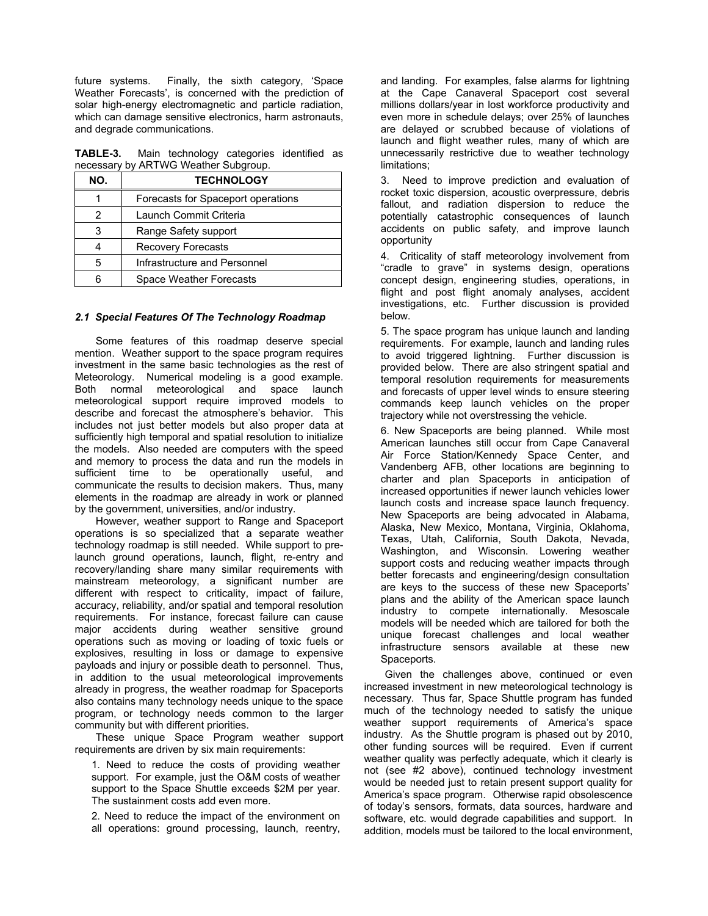future systems. Finally, the sixth category, 'Space Weather Forecasts', is concerned with the prediction of solar high-energy electromagnetic and particle radiation, which can damage sensitive electronics, harm astronauts, and degrade communications.

**TABLE-3.** Main technology categories identified as necessary by ARTWG Weather Subgroup.

| NO. | TECHNOLOGY |
|---|---|
| 1 | Forecasts for Spaceport operations |
| 2 | Launch Commit Criteria |
| 3 | Range Safety support |
| 4 | Recovery Forecasts |
| 5 | Infrastructure and Personnel |
| 6 | Space Weather Forecasts |

### *2.1 Special Features Of The Technology Roadmap*

Some features of this roadmap deserve special mention. Weather support to the space program requires investment in the same basic technologies as the rest of Meteorology. Numerical modeling is a good example. Both normal meteorological and space launch meteorological support require improved models to describe and forecast the atmosphere's behavior. This includes not just better models but also proper data at sufficiently high temporal and spatial resolution to initialize the models. Also needed are computers with the speed and memory to process the data and run the models in sufficient time to be operationally useful, and communicate the results to decision makers. Thus, many elements in the roadmap are already in work or planned by the government, universities, and/or industry.

However, weather support to Range and Spaceport operations is so specialized that a separate weather technology roadmap is still needed. While support to pre-launch ground operations, launch, flight, re-entry and recovery/landing share many similar requirements with mainstream meteorology, a significant number are different with respect to criticality, impact of failure, accuracy, reliability, and/or spatial and temporal resolution requirements. For instance, forecast failure can cause major accidents during weather sensitive ground operations such as moving or loading of toxic fuels or explosives, resulting in loss or damage to expensive payloads and injury or possible death to personnel. Thus, in addition to the usual meteorological improvements already in progress, the weather roadmap for Spaceports also contains many technology needs unique to the space program, or technology needs common to the larger community but with different priorities.

These unique Space Program weather support requirements are driven by six main requirements:

1. Need to reduce the costs of providing weather support. For example, just the O&M costs of weather support to the Space Shuttle exceeds $2M per year. The sustainment costs add even more.

2. Need to reduce the impact of the environment on all operations: ground processing, launch, reentry, and landing. For examples, false alarms for lightning at the Cape Canaveral Spaceport cost several millions dollars/year in lost workforce productivity and even more in schedule delays; over 25% of launches are delayed or scrubbed because of violations of launch and flight weather rules, many of which are unnecessarily restrictive due to weather technology limitations;

3. Need to improve prediction and evaluation of rocket toxic dispersion, acoustic overpressure, debris fallout, and radiation dispersion to reduce the potentially catastrophic consequences of launch accidents on public safety, and improve launch opportunity

4. Criticality of staff meteorology involvement from "cradle to grave" in systems design, operations concept design, engineering studies, operations, in flight and post flight anomaly analyses, accident investigations, etc. Further discussion is provided below.

5. The space program has unique launch and landing requirements. For example, launch and landing rules to avoid triggered lightning. Further discussion is provided below. There are also stringent spatial and temporal resolution requirements for measurements and forecasts of upper level winds to ensure steering commands keep launch vehicles on the proper trajectory while not overstressing the vehicle.

6. New Spaceports are being planned. While most American launches still occur from Cape Canaveral Air Force Station/Kennedy Space Center, and Vandenberg AFB, other locations are beginning to charter and plan Spaceports in anticipation of increased opportunities if newer launch vehicles lower launch costs and increase space launch frequency. New Spaceports are being advocated in Alabama, Alaska, New Mexico, Montana, Virginia, Oklahoma, Texas, Utah, California, South Dakota, Nevada, Washington, and Wisconsin. Lowering weather support costs and reducing weather impacts through better forecasts and engineering/design consultation are keys to the success of these new Spaceports' plans and the ability of the American space launch industry to compete internationally. Mesoscale models will be needed which are tailored for both the unique forecast challenges and local weather infrastructure sensors available at these new Spaceports.

Given the challenges above, continued or even increased investment in new meteorological technology is necessary. Thus far, Space Shuttle program has funded much of the technology needed to satisfy the unique weather support requirements of America's space industry. As the Shuttle program is phased out by 2010, other funding sources will be required. Even if current weather quality was perfectly adequate, which it clearly is not (see #2 above), continued technology investment would be needed just to retain present support quality for America's space program. Otherwise rapid obsolescence of today's sensors, formats, data sources, hardware and software, etc. would degrade capabilities and support. In addition, models must be tailored to the local environment,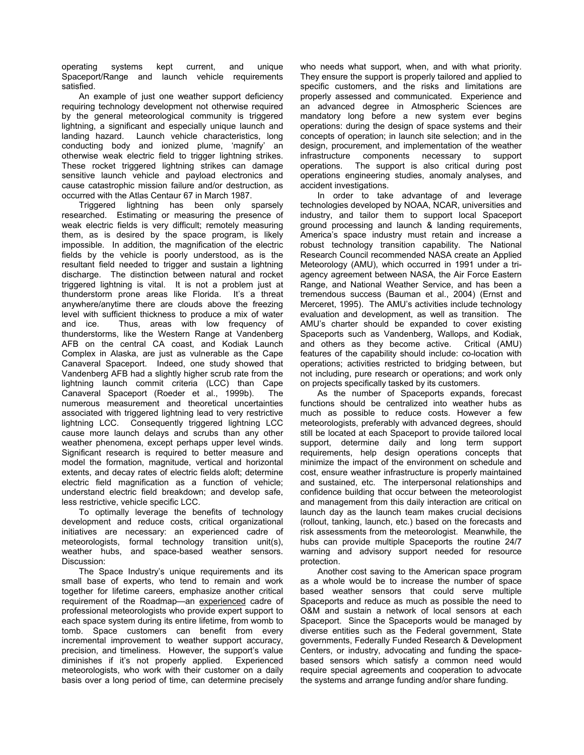operating systems kept current, and unique Spaceport/Range and launch vehicle requirements satisfied.

An example of just one weather support deficiency requiring technology development not otherwise required by the general meteorological community is triggered lightning, a significant and especially unique launch and landing hazard. Launch vehicle characteristics, long conducting body and ionized plume, 'magnify' an otherwise weak electric field to trigger lightning strikes. These rocket triggered lightning strikes can damage sensitive launch vehicle and payload electronics and cause catastrophic mission failure and/or destruction, as occurred with the Atlas Centaur 67 in March 1987.

Triggered lightning has been only sparsely researched. Estimating or measuring the presence of weak electric fields is very difficult; remotely measuring them, as is desired by the space program, is likely impossible. In addition, the magnification of the electric fields by the vehicle is poorly understood, as is the resultant field needed to trigger and sustain a lightning discharge. The distinction between natural and rocket triggered lightning is vital. It is not a problem just at thunderstorm prone areas like Florida. It's a threat anywhere/anytime there are clouds above the freezing level with sufficient thickness to produce a mix of water and ice. Thus, areas with low frequency of thunderstorms, like the Western Range at Vandenberg AFB on the central CA coast, and Kodiak Launch Complex in Alaska, are just as vulnerable as the Cape Canaveral Spaceport. Indeed, one study showed that Vandenberg AFB had a slightly higher scrub rate from the lightning launch commit criteria (LCC) than Cape Canaveral Spaceport (Roeder et al., 1999b). The numerous measurement and theoretical uncertainties associated with triggered lightning lead to very restrictive lightning LCC. Consequently triggered lightning LCC cause more launch delays and scrubs than any other weather phenomena, except perhaps upper level winds. Significant research is required to better measure and model the formation, magnitude, vertical and horizontal extents, and decay rates of electric fields aloft; determine electric field magnification as a function of vehicle; understand electric field breakdown; and develop safe, less restrictive, vehicle specific LCC.

To optimally leverage the benefits of technology development and reduce costs, critical organizational initiatives are necessary: an experienced cadre of meteorologists, formal technology transition unit(s), weather hubs, and space-based weather sensors. Discussion:

The Space Industry's unique requirements and its small base of experts, who tend to remain and work together for lifetime careers, emphasize another critical requirement of the Roadmap—an <u>experienced</u> cadre of professional meteorologists who provide expert support to each space system during its entire lifetime, from womb to tomb. Space customers can benefit from every incremental improvement to weather support accuracy, precision, and timeliness. However, the support's value diminishes if it's not properly applied. Experienced meteorologists, who work with their customer on a daily basis over a long period of time, can determine precisely who needs what support, when, and with what priority. They ensure the support is properly tailored and applied to specific customers, and the risks and limitations are properly assessed and communicated. Experience and an advanced degree in Atmospheric Sciences are mandatory long before a new system ever begins operations: during the design of space systems and their concepts of operation; in launch site selection; and in the design, procurement, and implementation of the weather infrastructure components necessary to support operations. The support is also critical during post operations engineering studies, anomaly analyses, and accident investigations.

In order to take advantage of and leverage technologies developed by NOAA, NCAR, universities and industry, and tailor them to support local Spaceport ground processing and launch & landing requirements, America's space industry must retain and increase a robust technology transition capability. The National Research Council recommended NASA create an Applied Meteorology (AMU), which occurred in 1991 under a tri-agency agreement between NASA, the Air Force Eastern Range, and National Weather Service, and has been a tremendous success (Bauman et al., 2004) (Ernst and Merceret, 1995). The AMU's activities include technology evaluation and development, as well as transition. The AMU's charter should be expanded to cover existing Spaceports such as Vandenberg, Wallops, and Kodiak, and others as they become active. Critical (AMU) features of the capability should include: co-location with operations; activities restricted to bridging between, but not including, pure research or operations; and work only on projects specifically tasked by its customers.

As the number of Spaceports expands, forecast functions should be centralized into weather hubs as much as possible to reduce costs. However a few meteorologists, preferably with advanced degrees, should still be located at each Spaceport to provide tailored local support, determine daily and long term support requirements, help design operations concepts that minimize the impact of the environment on schedule and cost, ensure weather infrastructure is properly maintained and sustained, etc. The interpersonal relationships and confidence building that occur between the meteorologist and management from this daily interaction are critical on launch day as the launch team makes crucial decisions (rollout, tanking, launch, etc.) based on the forecasts and risk assessments from the meteorologist. Meanwhile, the hubs can provide multiple Spaceports the routine 24/7 warning and advisory support needed for resource protection.

Another cost saving to the American space program as a whole would be to increase the number of space based weather sensors that could serve multiple Spaceports and reduce as much as possible the need to O&M and sustain a network of local sensors at each Spaceport. Since the Spaceports would be managed by diverse entities such as the Federal government, State governments, Federally Funded Research & Development Centers, or industry, advocating and funding the space-based sensors which satisfy a common need would require special agreements and cooperation to advocate the systems and arrange funding and/or share funding.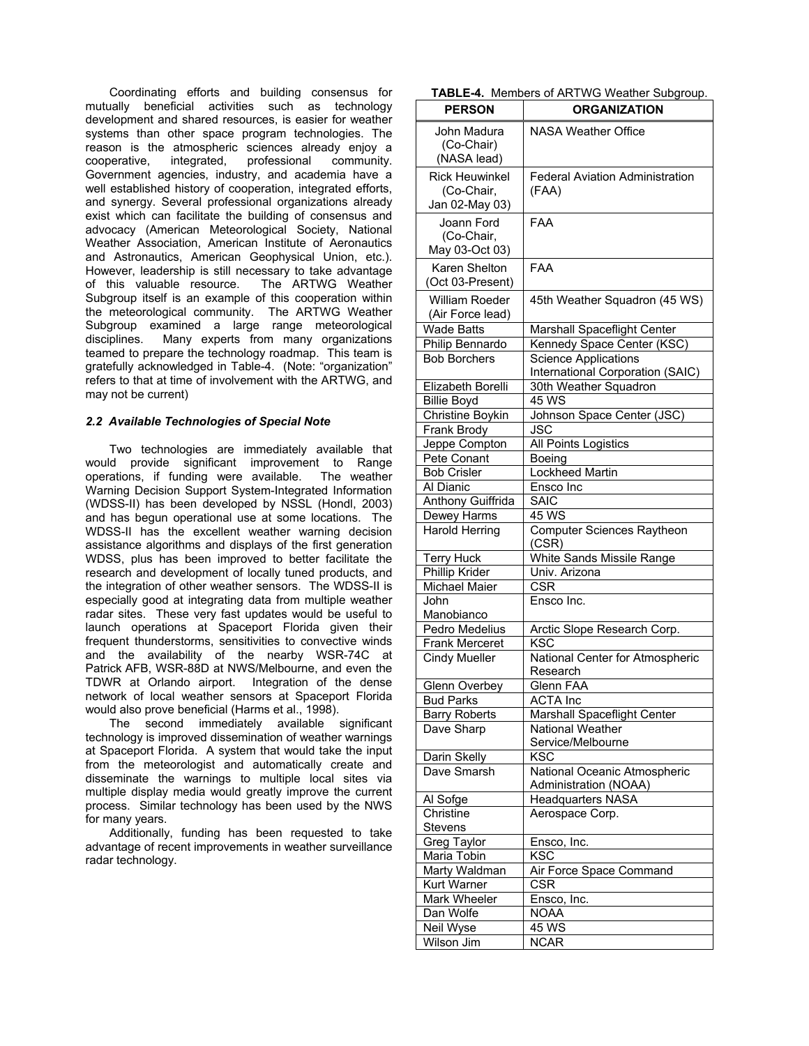Coordinating efforts and building consensus for mutually beneficial activities such as technology development and shared resources, is easier for weather systems than other space program technologies. The reason is the atmospheric sciences already enjoy a cooperative, integrated, professional community. Government agencies, industry, and academia have a well established history of cooperation, integrated efforts, and synergy. Several professional organizations already exist which can facilitate the building of consensus and advocacy (American Meteorological Society, National Weather Association, American Institute of Aeronautics and Astronautics, American Geophysical Union, etc.). However, leadership is still necessary to take advantage of this valuable resource. The ARTWG Weather Subgroup itself is an example of this cooperation within the meteorological community. The ARTWG Weather Subgroup examined a large range meteorological disciplines. Many experts from many organizations teamed to prepare the technology roadmap. This team is gratefully acknowledged in Table-4. (Note: "organization" refers to that at time of involvement with the ARTWG, and may not be current)

### *2.2 Available Technologies of Special Note*

Two technologies are immediately available that would provide significant improvement to Range operations, if funding were available. The weather Warning Decision Support System-Integrated Information (WDSS-II) has been developed by NSSL (Hondl, 2003) and has begun operational use at some locations. The WDSS-II has the excellent weather warning decision assistance algorithms and displays of the first generation WDSS, plus has been improved to better facilitate the research and development of locally tuned products, and the integration of other weather sensors. The WDSS-II is especially good at integrating data from multiple weather radar sites. These very fast updates would be useful to launch operations at Spaceport Florida given their frequent thunderstorms, sensitivities to convective winds and the availability of the nearby WSR-74C at Patrick AFB, WSR-88D at NWS/Melbourne, and even the TDWR at Orlando airport. Integration of the dense network of local weather sensors at Spaceport Florida would also prove beneficial (Harms et al., 1998).

The second immediately available significant technology is improved dissemination of weather warnings at Spaceport Florida. A system that would take the input from the meteorologist and automatically create and disseminate the warnings to multiple local sites via multiple display media would greatly improve the current process. Similar technology has been used by the NWS for many years.

Additionally, funding has been requested to take advantage of recent improvements in weather surveillance radar technology.

**TABLE-4.** Members of ARTWG Weather Subgroup.

| PERSON | ORGANIZATION |
|---|---|
| John Madura (Co-Chair) (NASA lead) | NASA Weather Office |
| Rick Heuwinkel (Co-Chair, Jan 02-May 03) | Federal Aviation Administration (FAA) |
| Joann Ford (Co-Chair, May 03-Oct 03) | FAA |
| Karen Shelton (Oct 03-Present) | FAA |
| William Roeder (Air Force lead) | 45th Weather Squadron (45 WS) |
| Wade Batts | Marshall Spaceflight Center |
| Philip Bennardo | Kennedy Space Center (KSC) |
| Bob Borchers | Science Applications International Corporation (SAIC) |
| Elizabeth Borelli | 30th Weather Squadron |
| Billie Boyd | 45 WS |
| Christine Boykin | Johnson Space Center (JSC) |
| Frank Brody | JSC |
| Jeppe Compton | All Points Logistics |
| Pete Conant | Boeing |
| Bob Crisler | Lockheed Martin |
| Al Dianic | Ensco Inc |
| Anthony Guiffrida | SAIC |
| Dewey Harms | 45 WS |
| Harold Herring | Computer Sciences Raytheon (CSR) |
| Terry Huck | White Sands Missile Range |
| Phillip Krider | Univ. Arizona |
| Michael Maier | CSR |
| John Manobianco | Ensco Inc. |
| Pedro Medelius | Arctic Slope Research Corp. |
| Frank Merceret | KSC |
| Cindy Mueller | National Center for Atmospheric Research |
| Glenn Overbey | Glenn FAA |
| Bud Parks | ACTA Inc |
| Barry Roberts | Marshall Spaceflight Center |
| Dave Sharp | National Weather Service/Melbourne |
| Darin Skelly | KSC |
| Dave Smarsh | National Oceanic Atmospheric Administration (NOAA) |
| Al Sofge | Headquarters NASA |
| Christine Stevens | Aerospace Corp. |
| Greg Taylor | Ensco, Inc. |
| Maria Tobin | KSC |
| Marty Waldman | Air Force Space Command |
| Kurt Warner | CSR |
| Mark Wheeler | Ensco, Inc. |
| Dan Wolfe | NOAA |
| Neil Wyse | 45 WS |
| Wilson Jim | NCAR |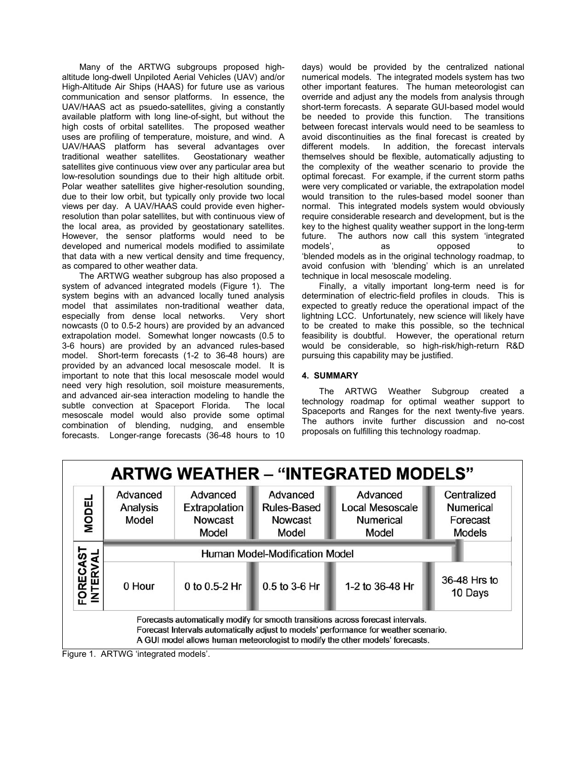Many of the ARTWG subgroups proposed high-altitude long-dwell Unpiloted Aerial Vehicles (UAV) and/or High-Altitude Air Ships (HAAS) for future use as various communication and sensor platforms. In essence, the UAV/HAAS act as psuedo-satellites, giving a constantly available platform with long line-of-sight, but without the high costs of orbital satellites. The proposed weather uses are profiling of temperature, moisture, and wind. A UAV/HAAS platform has several advantages over traditional weather satellites. Geostationary weather satellites give continuous view over any particular area but low-resolution soundings due to their high altitude orbit. Polar weather satellites give higher-resolution sounding, due to their low orbit, but typically only provide two local views per day. A UAV/HAAS could provide even higher-resolution than polar satellites, but with continuous view of the local area, as provided by geostationary satellites. However, the sensor platforms would need to be developed and numerical models modified to assimilate that data with a new vertical density and time frequency, as compared to other weather data.

The ARTWG weather subgroup has also proposed a system of advanced integrated models (Figure 1). The system begins with an advanced locally tuned analysis model that assimilates non-traditional weather data, especially from dense local networks. Very short nowcasts (0 to 0.5-2 hours) are provided by an advanced extrapolation model. Somewhat longer nowcasts (0.5 to 3-6 hours) are provided by an advanced rules-based model. Short-term forecasts (1-2 to 36-48 hours) are provided by an advanced local mesoscale model. It is important to note that this local mesoscale model would need very high resolution, soil moisture measurements, and advanced air-sea interaction modeling to handle the subtle convection at Spaceport Florida. The local mesoscale model would also provide some optimal combination of blending, nudging, and ensemble forecasts. Longer-range forecasts (36-48 hours to 10 days) would be provided by the centralized national numerical models. The integrated models system has two other important features. The human meteorologist can override and adjust any the models from analysis through short-term forecasts. A separate GUI-based model would be needed to provide this function. The transitions between forecast intervals would need to be seamless to avoid discontinuities as the final forecast is created by different models. In addition, the forecast intervals themselves should be flexible, automatically adjusting to the complexity of the weather scenario to provide the optimal forecast. For example, if the current storm paths were very complicated or variable, the extrapolation model would transition to the rules-based model sooner than normal. This integrated models system would obviously require considerable research and development, but is the key to the highest quality weather support in the long-term future. The authors now call this system 'integrated models', as opposed to 'blended models as in the original technology roadmap, to avoid confusion with 'blending' which is an unrelated technique in local mesoscale modeling.

Finally, a vitally important long-term need is for determination of electric-field profiles in clouds. This is expected to greatly reduce the operational impact of the lightning LCC. Unfortunately, new science will likely have to be created to make this possible, so the technical feasibility is doubtful. However, the operational return would be considerable, so high-risk/high-return R&D pursuing this capability may be justified.

## 4. SUMMARY

The ARTWG Weather Subgroup created a technology roadmap for optimal weather support to Spaceports and Ranges for the next twenty-five years. The authors invite further discussion and no-cost proposals on fulfilling this technology roadmap.

**ARTWG WEATHER – "INTEGRATED MODELS"**

| | | | | | |
|---|---|---|---|---|---|
| MODEL | Advanced Analysis Model | Advanced Extrapolation Nowcast Model | Advanced Rules-Based Nowcast Model | Advanced Local Mesoscale Numerical Model | Centralized Numerical Forecast Models |
| FORECAST INTERVAL | Human Model-Modification Model | | | | |
| | 0 Hour | 0 to 0.5-2 Hr | 0.5 to 3-6 Hr | 1-2 to 36-48 Hr | 36-48 Hrs to 10 Days |

Forecasts automatically modify for smooth transitions across forecast intervals.
Forecast Intervals automatically adjust to models' performance for weather scenario.
A GUI model allows human meteorologist to modify the other models' forecasts.

Figure 1. ARTWG 'integrated models'.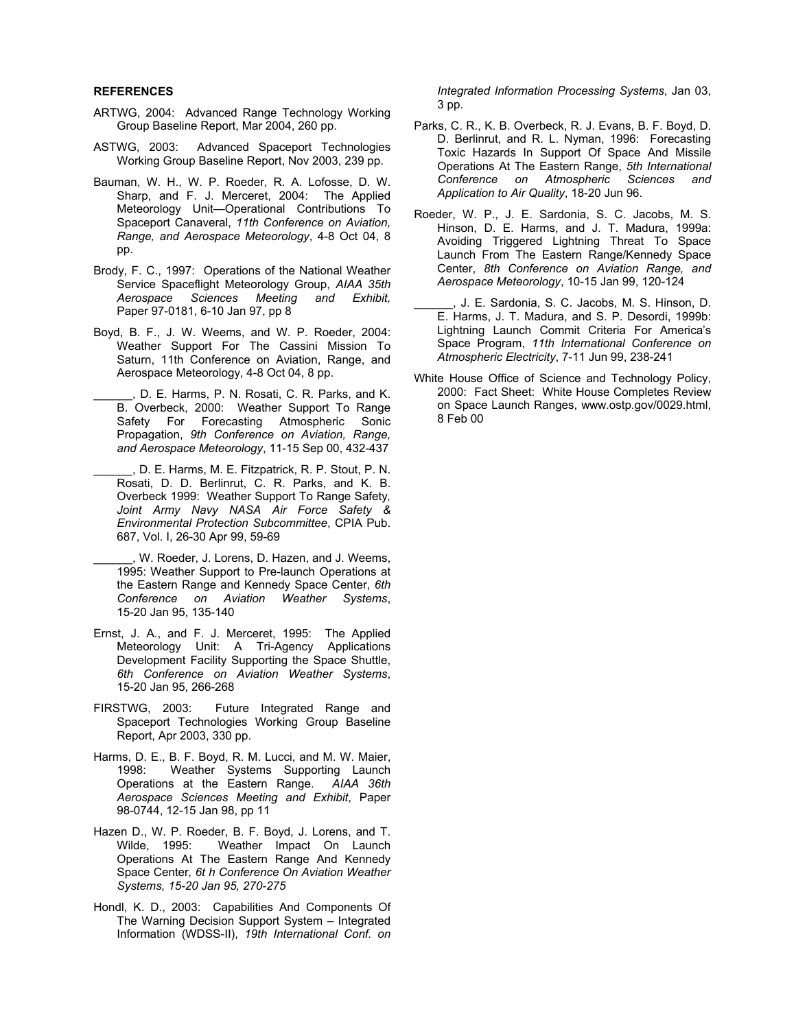**REFERENCES**

ARTWG, 2004: Advanced Range Technology Working Group Baseline Report, Mar 2004, 260 pp.

ASTWG, 2003: Advanced Spaceport Technologies Working Group Baseline Report, Nov 2003, 239 pp.

Bauman, W. H., W. P. Roeder, R. A. Lofosse, D. W. Sharp, and F. J. Merceret, 2004: The Applied Meteorology Unit—Operational Contributions To Spaceport Canaveral, *11th Conference on Aviation, Range, and Aerospace Meteorology*, 4-8 Oct 04, 8 pp.

Brody, F. C., 1997: Operations of the National Weather Service Spaceflight Meteorology Group, *AIAA 35th Aerospace Sciences Meeting and Exhibit,* Paper 97-0181, 6-10 Jan 97, pp 8

Boyd, B. F., J. W. Weems, and W. P. Roeder, 2004: Weather Support For The Cassini Mission To Saturn, 11th Conference on Aviation, Range, and Aerospace Meteorology, 4-8 Oct 04, 8 pp.

______, D. E. Harms, P. N. Rosati, C. R. Parks, and K. B. Overbeck, 2000: Weather Support To Range Safety For Forecasting Atmospheric Sonic Propagation, *9th Conference on Aviation, Range, and Aerospace Meteorology*, 11-15 Sep 00, 432-437

______, D. E. Harms, M. E. Fitzpatrick, R. P. Stout, P. N. Rosati, D. D. Berlinrut, C. R. Parks, and K. B. Overbeck 1999: Weather Support To Range Safety, *Joint Army Navy NASA Air Force Safety & Environmental Protection Subcommittee*, CPIA Pub. 687, Vol. I, 26-30 Apr 99, 59-69

______, W. Roeder, J. Lorens, D. Hazen, and J. Weems, 1995: Weather Support to Pre-launch Operations at the Eastern Range and Kennedy Space Center, *6th Conference on Aviation Weather Systems*, 15-20 Jan 95, 135-140

Ernst, J. A., and F. J. Merceret, 1995: The Applied Meteorology Unit: A Tri-Agency Applications Development Facility Supporting the Space Shuttle, *6th Conference on Aviation Weather Systems*, 15-20 Jan 95, 266-268

FIRSTWG, 2003: Future Integrated Range and Spaceport Technologies Working Group Baseline Report, Apr 2003, 330 pp.

Harms, D. E., B. F. Boyd, R. M. Lucci, and M. W. Maier, 1998: Weather Systems Supporting Launch Operations at the Eastern Range. *AIAA 36th Aerospace Sciences Meeting and Exhibit*, Paper 98-0744, 12-15 Jan 98, pp 11

Hazen D., W. P. Roeder, B. F. Boyd, J. Lorens, and T. Wilde, 1995: Weather Impact On Launch Operations At The Eastern Range And Kennedy Space Center*, 6t h Conference On Aviation Weather Systems, 15-20 Jan 95, 270-275*

Hondl, K. D., 2003: Capabilities And Components Of The Warning Decision Support System – Integrated Information (WDSS-II), *19th International Conf. on Integrated Information Processing Systems*, Jan 03, 3 pp.

Parks, C. R., K. B. Overbeck, R. J. Evans, B. F. Boyd, D. D. Berlinrut, and R. L. Nyman, 1996: Forecasting Toxic Hazards In Support Of Space And Missile Operations At The Eastern Range, *5th International Conference on Atmospheric Sciences and Application to Air Quality*, 18-20 Jun 96.

Roeder, W. P., J. E. Sardonia, S. C. Jacobs, M. S. Hinson, D. E. Harms, and J. T. Madura, 1999a: Avoiding Triggered Lightning Threat To Space Launch From The Eastern Range/Kennedy Space Center, *8th Conference on Aviation Range, and Aerospace Meteorology*, 10-15 Jan 99, 120-124

______, J. E. Sardonia, S. C. Jacobs, M. S. Hinson, D. E. Harms, J. T. Madura, and S. P. Desordi, 1999b: Lightning Launch Commit Criteria For America's Space Program, *11th International Conference on Atmospheric Electricity*, 7-11 Jun 99, 238-241

White House Office of Science and Technology Policy, 2000: Fact Sheet: White House Completes Review on Space Launch Ranges, www.ostp.gov/0029.html, 8 Feb 00